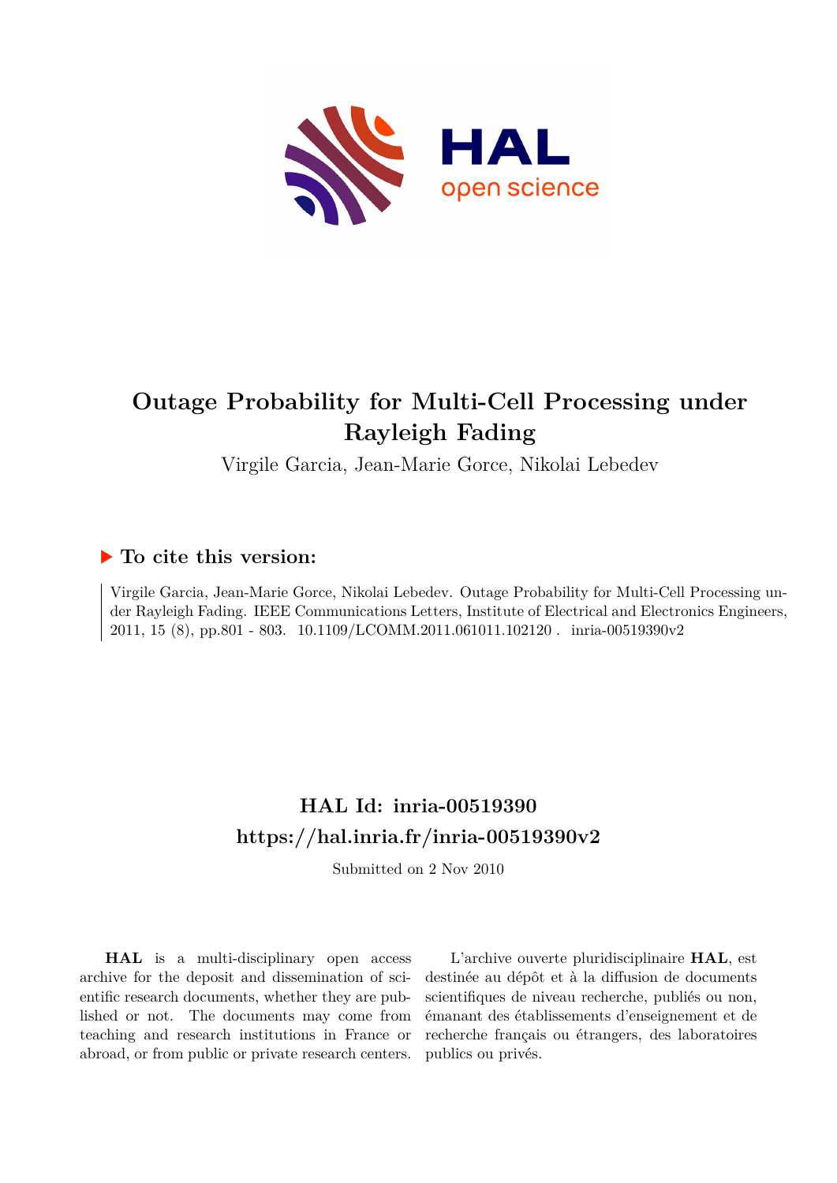# Outage Probability for Multi-Cell Processing under Rayleigh Fading

Virgile Garcia, Jean-Marie Gorce, Nikolai Lebedev

## ▶ To cite this version:

Virgile Garcia, Jean-Marie Gorce, Nikolai Lebedev. Outage Probability for Multi-Cell Processing under Rayleigh Fading. IEEE Communications Letters, Institute of Electrical and Electronics Engineers, 2011, 15 (8), pp.801 - 803. 10.1109/LCOMM.2011.061011.102120 . inria-00519390v2

## HAL Id: inria-00519390

## https://hal.inria.fr/inria-00519390v2

Submitted on 2 Nov 2010

**HAL** is a multi-disciplinary open access archive for the deposit and dissemination of scientific research documents, whether they are published or not. The documents may come from teaching and research institutions in France or abroad, or from public or private research centers.

L'archive ouverte pluridisciplinaire **HAL**, est destinée au dépôt et à la diffusion de documents scientifiques de niveau recherche, publiés ou non, émanant des établissements d'enseignement et de recherche français ou étrangers, des laboratoires publics ou privés.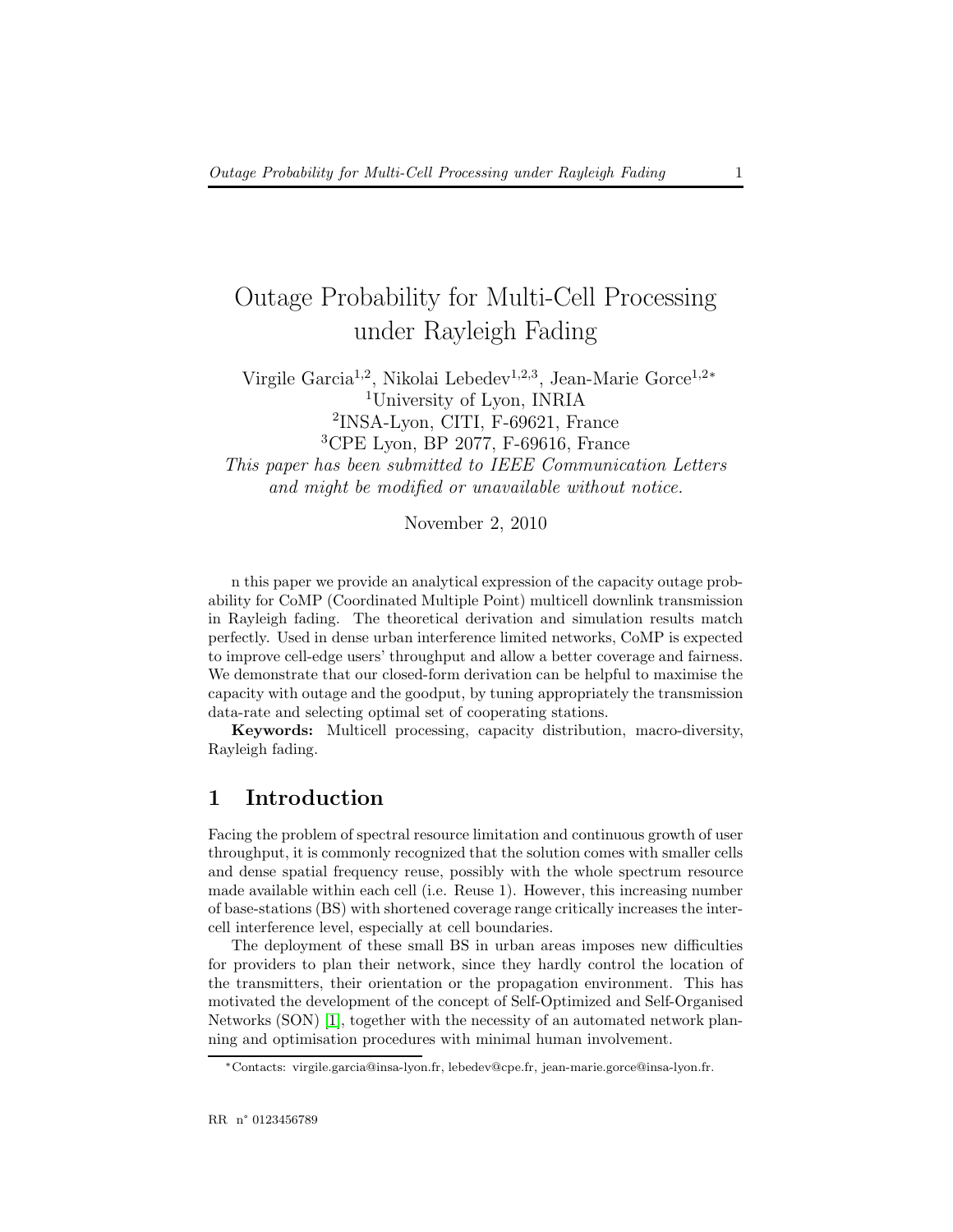# Outage Probability for Multi-Cell Processing under Rayleigh Fading

Virgile Garcia[1,2], Nikolai Lebedev[1,2,3], Jean-Marie Gorce[1,2*]
[1]University of Lyon, INRIA
[2]INSA-Lyon, CITI, F-69621, France
[3]CPE Lyon, BP 2077, F-69616, France
*This paper has been submitted to IEEE Communication Letters and might be modified or unavailable without notice.*

November 2, 2010

n this paper we provide an analytical expression of the capacity outage probability for CoMP (Coordinated Multiple Point) multicell downlink transmission in Rayleigh fading. The theoretical derivation and simulation results match perfectly. Used in dense urban interference limited networks, CoMP is expected to improve cell-edge users' throughput and allow a better coverage and fairness. We demonstrate that our closed-form derivation can be helpful to maximise the capacity with outage and the goodput, by tuning appropriately the transmission data-rate and selecting optimal set of cooperating stations.

**Keywords:** Multicell processing, capacity distribution, macro-diversity, Rayleigh fading.

## 1 Introduction

Facing the problem of spectral resource limitation and continuous growth of user throughput, it is commonly recognized that the solution comes with smaller cells and dense spatial frequency reuse, possibly with the whole spectrum resource made available within each cell (i.e. Reuse 1). However, this increasing number of base-stations (BS) with shortened coverage range critically increases the intercell interference level, especially at cell boundaries.

The deployment of these small BS in urban areas imposes new difficulties for providers to plan their network, since they hardly control the location of the transmitters, their orientation or the propagation environment. This has motivated the development of the concept of Self-Optimized and Self-Organised Networks (SON) [1], together with the necessity of an automated network planning and optimisation procedures with minimal human involvement.

*Contacts: virgile.garcia@insa-lyon.fr, lebedev@cpe.fr, jean-marie.gorce@insa-lyon.fr.

RR n° 0123456789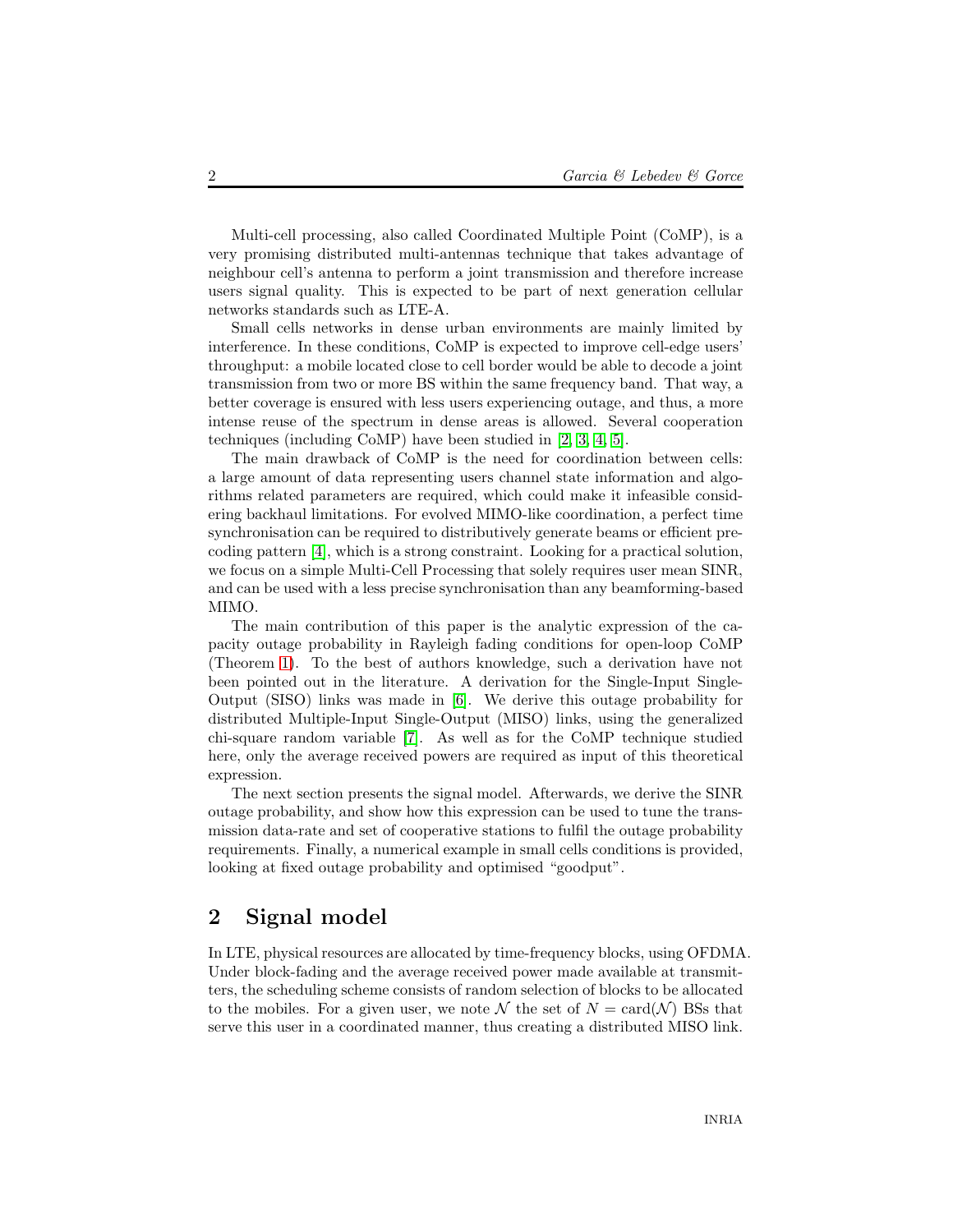Multi-cell processing, also called Coordinated Multiple Point (CoMP), is a very promising distributed multi-antennas technique that takes advantage of neighbour cell's antenna to perform a joint transmission and therefore increase users signal quality. This is expected to be part of next generation cellular networks standards such as LTE-A.

Small cells networks in dense urban environments are mainly limited by interference. In these conditions, CoMP is expected to improve cell-edge users' throughput: a mobile located close to cell border would be able to decode a joint transmission from two or more BS within the same frequency band. That way, a better coverage is ensured with less users experiencing outage, and thus, a more intense reuse of the spectrum in dense areas is allowed. Several cooperation techniques (including CoMP) have been studied in [2, 3, 4, 5].

The main drawback of CoMP is the need for coordination between cells: a large amount of data representing users channel state information and algorithms related parameters are required, which could make it infeasible considering backhaul limitations. For evolved MIMO-like coordination, a perfect time synchronisation can be required to distributively generate beams or efficient precoding pattern [4], which is a strong constraint. Looking for a practical solution, we focus on a simple Multi-Cell Processing that solely requires user mean SINR, and can be used with a less precise synchronisation than any beamforming-based MIMO.

The main contribution of this paper is the analytic expression of the capacity outage probability in Rayleigh fading conditions for open-loop CoMP (Theorem 1). To the best of authors knowledge, such a derivation have not been pointed out in the literature. A derivation for the Single-Input Single-Output (SISO) links was made in [6]. We derive this outage probability for distributed Multiple-Input Single-Output (MISO) links, using the generalized chi-square random variable [7]. As well as for the CoMP technique studied here, only the average received powers are required as input of this theoretical expression.

The next section presents the signal model. Afterwards, we derive the SINR outage probability, and show how this expression can be used to tune the transmission data-rate and set of cooperative stations to fulfil the outage probability requirements. Finally, a numerical example in small cells conditions is provided, looking at fixed outage probability and optimised "goodput".

## 2 Signal model

In LTE, physical resources are allocated by time-frequency blocks, using OFDMA. Under block-fading and the average received power made available at transmitters, the scheduling scheme consists of random selection of blocks to be allocated to the mobiles. For a given user, we note $\mathcal{N}$ the set of $N = \text{card}(\mathcal{N})$ BSs that serve this user in a coordinated manner, thus creating a distributed MISO link.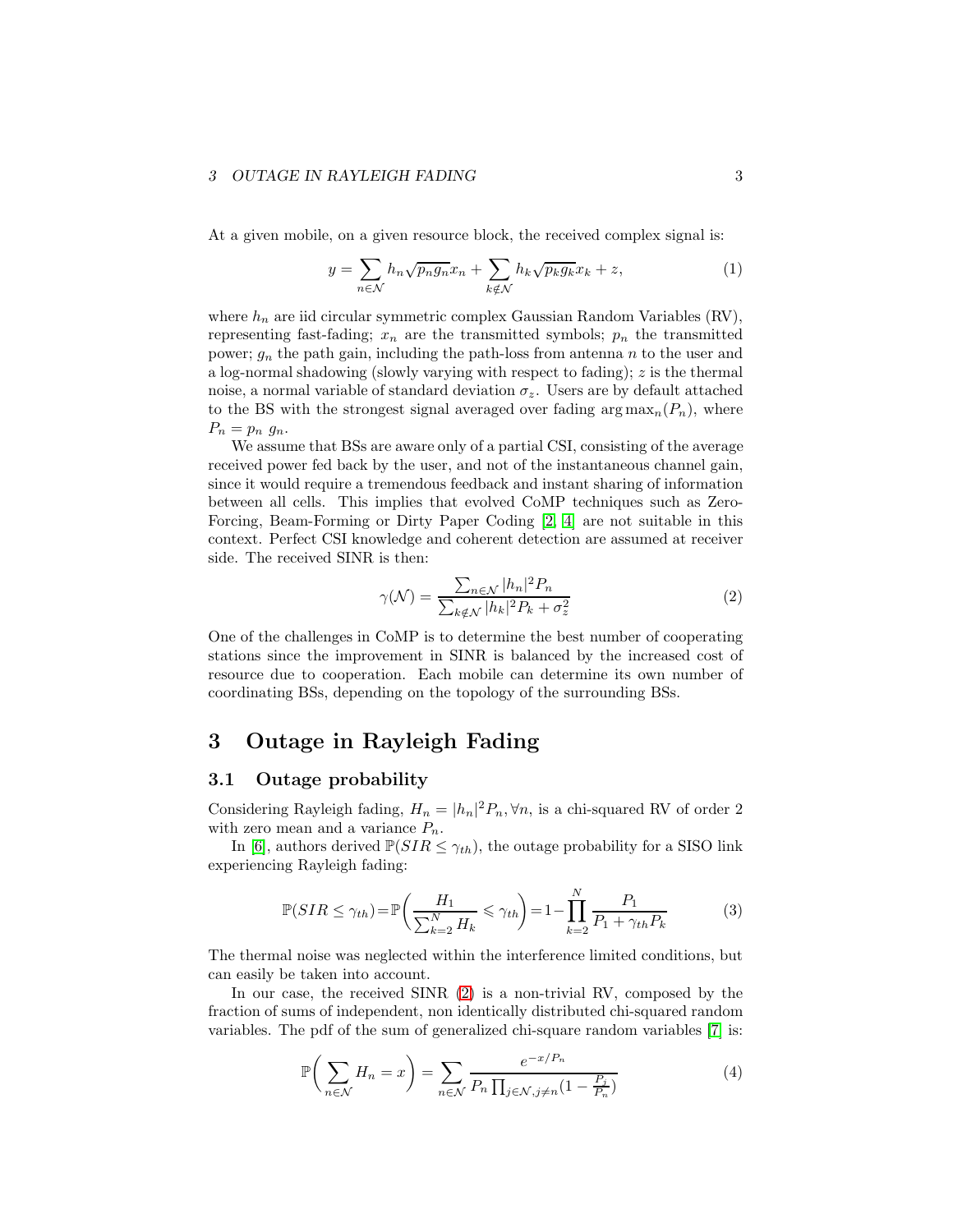At a given mobile, on a given resource block, the received complex signal is:

$$y = \sum_{n \in \mathcal{N}} h_n \sqrt{p_n g_n} x_n + \sum_{k \notin \mathcal{N}} h_k \sqrt{p_k g_k} x_k + z, \tag{1}$$

where $h_n$ are iid circular symmetric complex Gaussian Random Variables (RV), representing fast-fading; $x_n$ are the transmitted symbols; $p_n$ the transmitted power; $g_n$ the path gain, including the path-loss from antenna $n$ to the user and a log-normal shadowing (slowly varying with respect to fading); $z$ is the thermal noise, a normal variable of standard deviation $\sigma_z$. Users are by default attached to the BS with the strongest signal averaged over fading $\arg\max_n(P_n)$, where $P_n = p_n \ g_n$.

We assume that BSs are aware only of a partial CSI, consisting of the average received power fed back by the user, and not of the instantaneous channel gain, since it would require a tremendous feedback and instant sharing of information between all cells. This implies that evolved CoMP techniques such as Zero-Forcing, Beam-Forming or Dirty Paper Coding [2, 4] are not suitable in this context. Perfect CSI knowledge and coherent detection are assumed at receiver side. The received SINR is then:

$$\gamma(\mathcal{N}) = \frac{\sum_{n \in \mathcal{N}} |h_n|^2 P_n}{\sum_{k \notin \mathcal{N}} |h_k|^2 P_k + \sigma_z^2} \tag{2}$$

One of the challenges in CoMP is to determine the best number of cooperating stations since the improvement in SINR is balanced by the increased cost of resource due to cooperation. Each mobile can determine its own number of coordinating BSs, depending on the topology of the surrounding BSs.

# 3 Outage in Rayleigh Fading

## 3.1 Outage probability

Considering Rayleigh fading, $H_n = |h_n|^2 P_n, \forall n$, is a chi-squared RV of order 2 with zero mean and a variance $P_n$.

In [6], authors derived $\mathbb{P}(SIR \leq \gamma_{th})$, the outage probability for a SISO link experiencing Rayleigh fading:

$$\mathbb{P}(SIR \leq \gamma_{th}) = \mathbb{P}\left(\frac{H_1}{\sum_{k=2}^{N} H_k} \leqslant \gamma_{th}\right) = 1 - \prod_{k=2}^{N} \frac{P_1}{P_1 + \gamma_{th} P_k} \tag{3}$$

The thermal noise was neglected within the interference limited conditions, but can easily be taken into account.

In our case, the received SINR (2) is a non-trivial RV, composed by the fraction of sums of independent, non identically distributed chi-squared random variables. The pdf of the sum of generalized chi-square random variables [7] is:

$$\mathbb{P}\left(\sum_{n \in \mathcal{N}} H_n = x\right) = \sum_{n \in \mathcal{N}} \frac{e^{-x/P_n}}{P_n \prod_{j \in \mathcal{N}, j \neq n} (1 - \frac{P_j}{P_n})} \tag{4}$$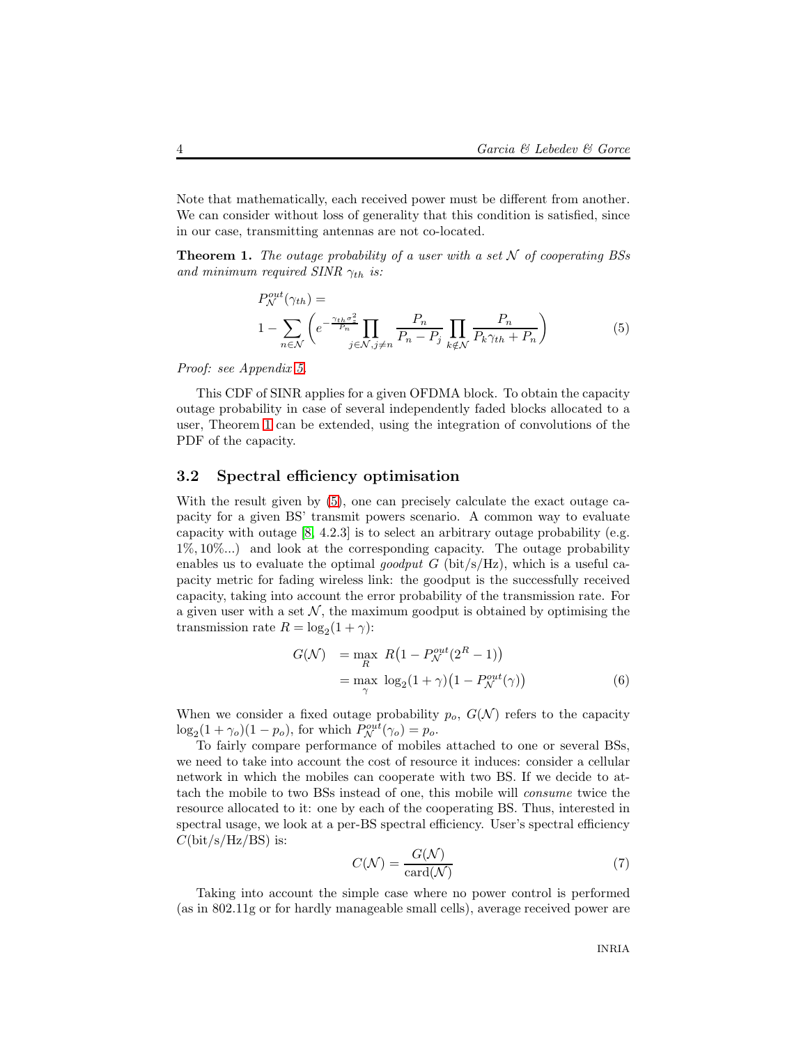Note that mathematically, each received power must be different from another. We can consider without loss of generality that this condition is satisfied, since in our case, transmitting antennas are not co-located.

**Theorem 1.** *The outage probability of a user with a set $\mathcal{N}$ of cooperating BSs and minimum required SINR $\gamma_{th}$ is:*

$$P^{out}_{\mathcal{N}}(\gamma_{th}) = 1 - \sum_{n \in \mathcal{N}} \left( e^{-\frac{\gamma_{th}\sigma_z^2}{P_n}} \prod_{j \in \mathcal{N}, j \neq n} \frac{P_n}{P_n - P_j} \prod_{k \notin \mathcal{N}} \frac{P_n}{P_k \gamma_{th} + P_n} \right) \tag{5}$$

*Proof: see Appendix 5.*

This CDF of SINR applies for a given OFDMA block. To obtain the capacity outage probability in case of several independently faded blocks allocated to a user, Theorem 1 can be extended, using the integration of convolutions of the PDF of the capacity.

## 3.2 Spectral efficiency optimisation

With the result given by (5), one can precisely calculate the exact outage capacity for a given BS' transmit powers scenario. A common way to evaluate capacity with outage [8, 4.2.3] is to select an arbitrary outage probability (e.g. $1\%, 10\%$...) and look at the corresponding capacity. The outage probability enables us to evaluate the optimal *goodput* $G$ (bit/s/Hz), which is a useful capacity metric for fading wireless link: the goodput is the successfully received capacity, taking into account the error probability of the transmission rate. For a given user with a set $\mathcal{N}$, the maximum goodput is obtained by optimising the transmission rate $R = \log_2(1+\gamma)$:

$$\begin{aligned} G(\mathcal{N}) &= \max_{R} \; R\big(1 - P^{out}_{\mathcal{N}}(2^R - 1)\big) \\ &= \max_{\gamma} \; \log_2(1+\gamma)\big(1 - P^{out}_{\mathcal{N}}(\gamma)\big) \end{aligned} \tag{6}$$

When we consider a fixed outage probability $p_o$, $G(\mathcal{N})$ refers to the capacity $\log_2(1+\gamma_o)(1-p_o)$, for which $P^{out}_{\mathcal{N}}(\gamma_o) = p_o$.

To fairly compare performance of mobiles attached to one or several BSs, we need to take into account the cost of resource it induces: consider a cellular network in which the mobiles can cooperate with two BS. If we decide to attach the mobile to two BSs instead of one, this mobile will *consume* twice the resource allocated to it: one by each of the cooperating BS. Thus, interested in spectral usage, we look at a per-BS spectral efficiency. User's spectral efficiency $C$(bit/s/Hz/BS) is:

$$C(\mathcal{N}) = \frac{G(\mathcal{N})}{\mathrm{card}(\mathcal{N})} \tag{7}$$

Taking into account the simple case where no power control is performed (as in 802.11g or for hardly manageable small cells), average received power are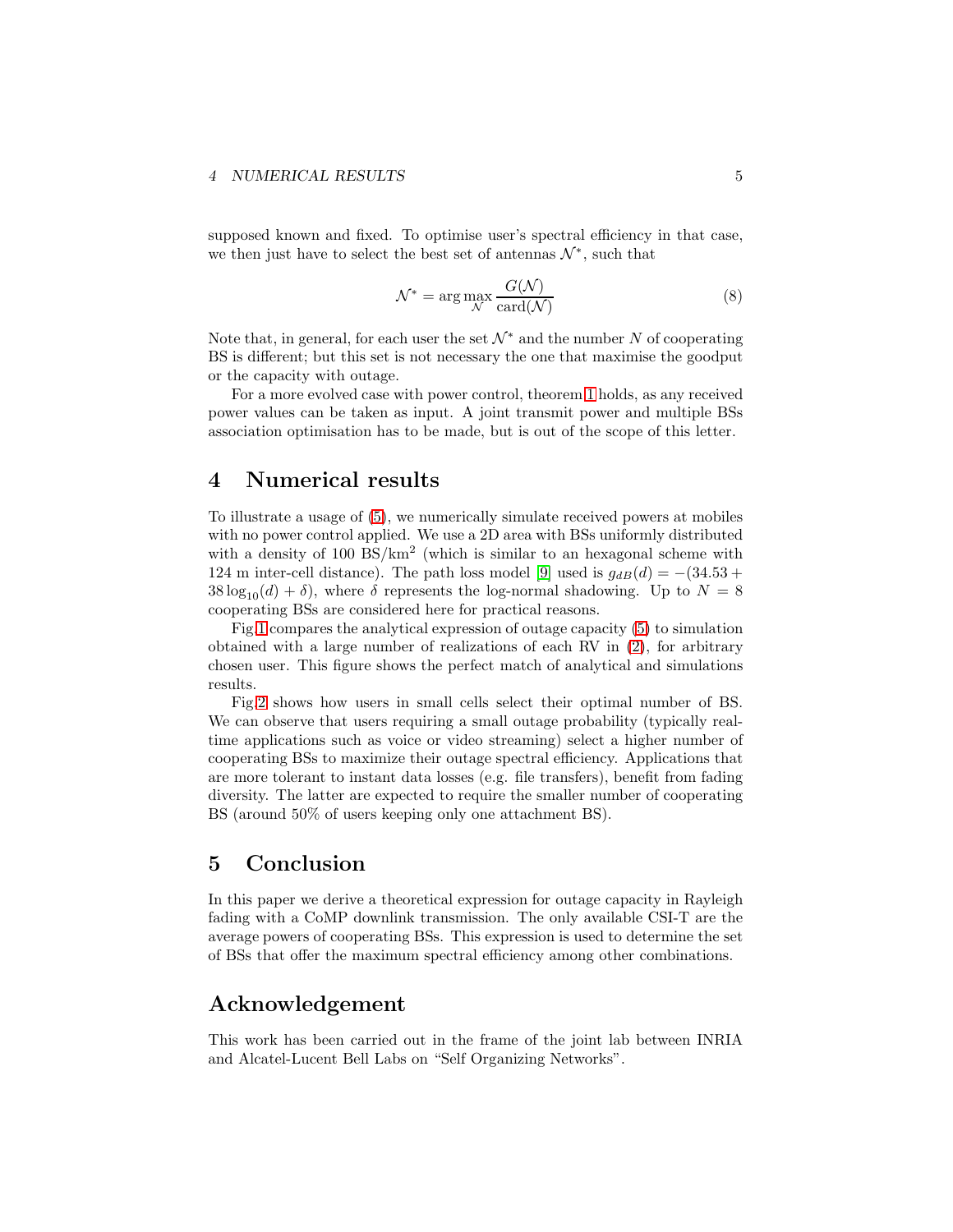supposed known and fixed. To optimise user's spectral efficiency in that case, we then just have to select the best set of antennas $\mathcal{N}^*$, such that

$$\mathcal{N}^* = \arg\max_{\mathcal{N}} \frac{G(\mathcal{N})}{\mathrm{card}(\mathcal{N})} \tag{8}$$

Note that, in general, for each user the set $\mathcal{N}^*$ and the number $N$ of cooperating BS is different; but this set is not necessary the one that maximise the goodput or the capacity with outage.

For a more evolved case with power control, theorem 1 holds, as any received power values can be taken as input. A joint transmit power and multiple BSs association optimisation has to be made, but is out of the scope of this letter.

# 4 Numerical results

To illustrate a usage of (5), we numerically simulate received powers at mobiles with no power control applied. We use a 2D area with BSs uniformly distributed with a density of 100 BS/km$^2$ (which is similar to an hexagonal scheme with 124 m inter-cell distance). The path loss model [9] used is $g_{dB}(d) = -(34.53 + 38\log_{10}(d) + \delta)$, where $\delta$ represents the log-normal shadowing. Up to $N = 8$ cooperating BSs are considered here for practical reasons.

Fig.1 compares the analytical expression of outage capacity (5) to simulation obtained with a large number of realizations of each RV in (2), for arbitrary chosen user. This figure shows the perfect match of analytical and simulations results.

Fig.2 shows how users in small cells select their optimal number of BS. We can observe that users requiring a small outage probability (typically real-time applications such as voice or video streaming) select a higher number of cooperating BSs to maximize their outage spectral efficiency. Applications that are more tolerant to instant data losses (e.g. file transfers), benefit from fading diversity. The latter are expected to require the smaller number of cooperating BS (around 50% of users keeping only one attachment BS).

# 5 Conclusion

In this paper we derive a theoretical expression for outage capacity in Rayleigh fading with a CoMP downlink transmission. The only available CSI-T are the average powers of cooperating BSs. This expression is used to determine the set of BSs that offer the maximum spectral efficiency among other combinations.

# Acknowledgement

This work has been carried out in the frame of the joint lab between INRIA and Alcatel-Lucent Bell Labs on "Self Organizing Networks".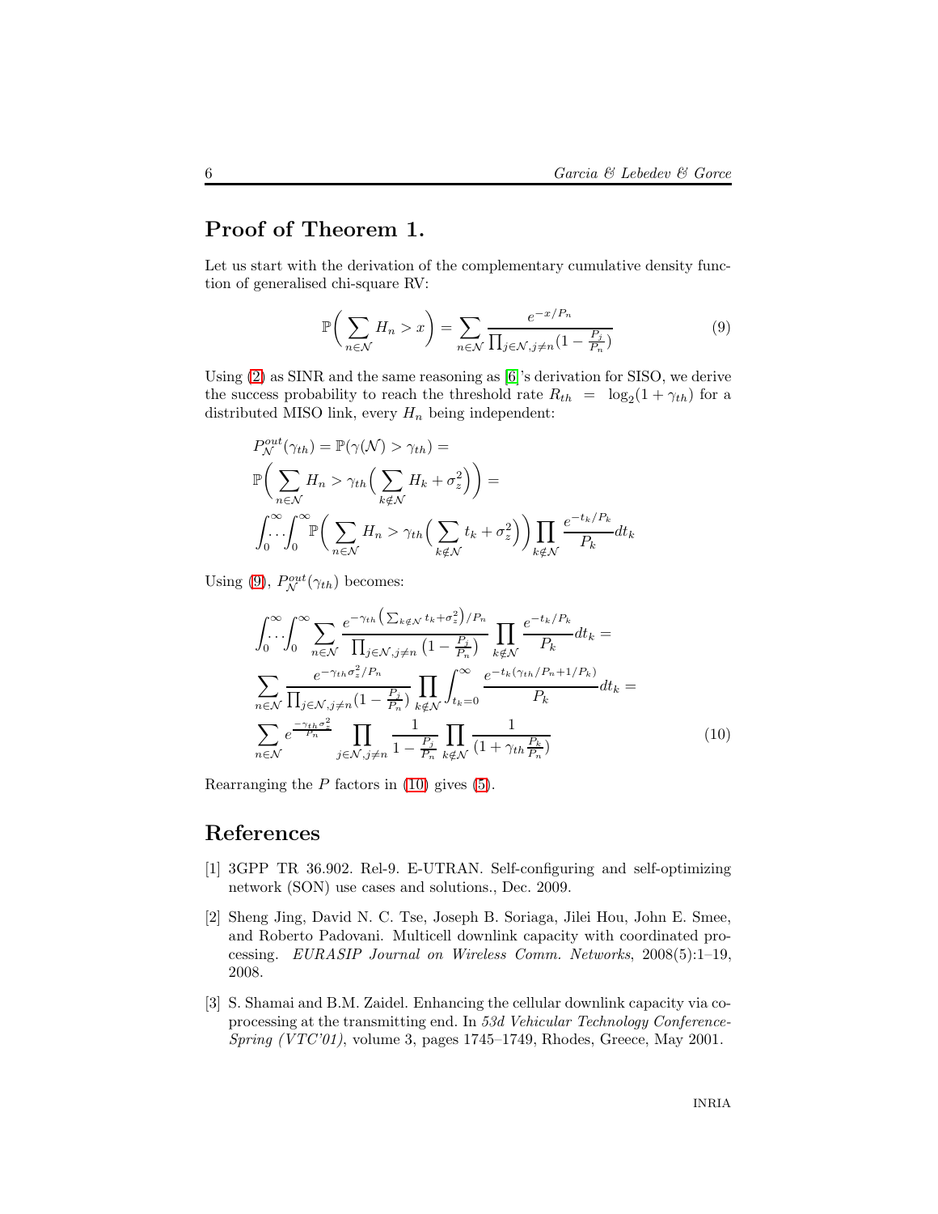## Proof of Theorem 1.

Let us start with the derivation of the complementary cumulative density function of generalised chi-square RV:

$$\mathbb{P}\bigg(\sum_{n\in\mathcal{N}} H_n > x\bigg) = \sum_{n\in\mathcal{N}} \frac{e^{-x/P_n}}{\prod_{j\in\mathcal{N},j\neq n}(1-\frac{P_j}{P_n})} \tag{9}$$

Using (2) as SINR and the same reasoning as [6]'s derivation for SISO, we derive the success probability to reach the threshold rate $R_{th} = \log_2(1+\gamma_{th})$ for a distributed MISO link, every $H_n$ being independent:

$$\begin{aligned}
&P^{out}_{\mathcal{N}}(\gamma_{th}) = \mathbb{P}(\gamma(\mathcal{N}) > \gamma_{th}) = \\
&\mathbb{P}\bigg(\sum_{n\in\mathcal{N}} H_n > \gamma_{th}\Big(\sum_{k\notin\mathcal{N}} H_k + \sigma_z^2\Big)\bigg) = \\
&\int_0^\infty\!\!\cdots\!\int_0^\infty \mathbb{P}\bigg(\sum_{n\in\mathcal{N}} H_n > \gamma_{th}\Big(\sum_{k\notin\mathcal{N}} t_k + \sigma_z^2\Big)\bigg)\prod_{k\notin\mathcal{N}}\frac{e^{-t_k/P_k}}{P_k}dt_k
\end{aligned}$$

Using (9), $P^{out}_{\mathcal{N}}(\gamma_{th})$ becomes:

$$\begin{aligned}
&\int_0^\infty\!\!\cdots\!\int_0^\infty \sum_{n\in\mathcal{N}} \frac{e^{-\gamma_{th}\left(\sum_{k\notin\mathcal{N}} t_k+\sigma_z^2\right)/P_n}}{\prod_{j\in\mathcal{N},j\neq n}\left(1-\frac{P_j}{P_n}\right)}\prod_{k\notin\mathcal{N}}\frac{e^{-t_k/P_k}}{P_k}dt_k = \\
&\sum_{n\in\mathcal{N}}\frac{e^{-\gamma_{th}\sigma_z^2/P_n}}{\prod_{j\in\mathcal{N},j\neq n}(1-\frac{P_j}{P_n})}\prod_{k\notin\mathcal{N}}\int_{t_k=0}^\infty \frac{e^{-t_k(\gamma_{th}/P_n+1/P_k)}}{P_k}dt_k = \\
&\sum_{n\in\mathcal{N}} e^{\frac{-\gamma_{th}\sigma_z^2}{P_n}}\prod_{j\in\mathcal{N},j\neq n}\frac{1}{1-\frac{P_j}{P_n}}\prod_{k\notin\mathcal{N}}\frac{1}{(1+\gamma_{th}\frac{P_k}{P_n})}
\end{aligned} \tag{10}$$

Rearranging the $P$ factors in (10) gives (5).

## References

[1] 3GPP TR 36.902. Rel-9. E-UTRAN. Self-configuring and self-optimizing network (SON) use cases and solutions., Dec. 2009.

[2] Sheng Jing, David N. C. Tse, Joseph B. Soriaga, Jilei Hou, John E. Smee, and Roberto Padovani. Multicell downlink capacity with coordinated processing. *EURASIP Journal on Wireless Comm. Networks*, 2008(5):1–19, 2008.

[3] S. Shamai and B.M. Zaidel. Enhancing the cellular downlink capacity via coprocessing at the transmitting end. In *53d Vehicular Technology Conference-Spring (VTC'01)*, volume 3, pages 1745–1749, Rhodes, Greece, May 2001.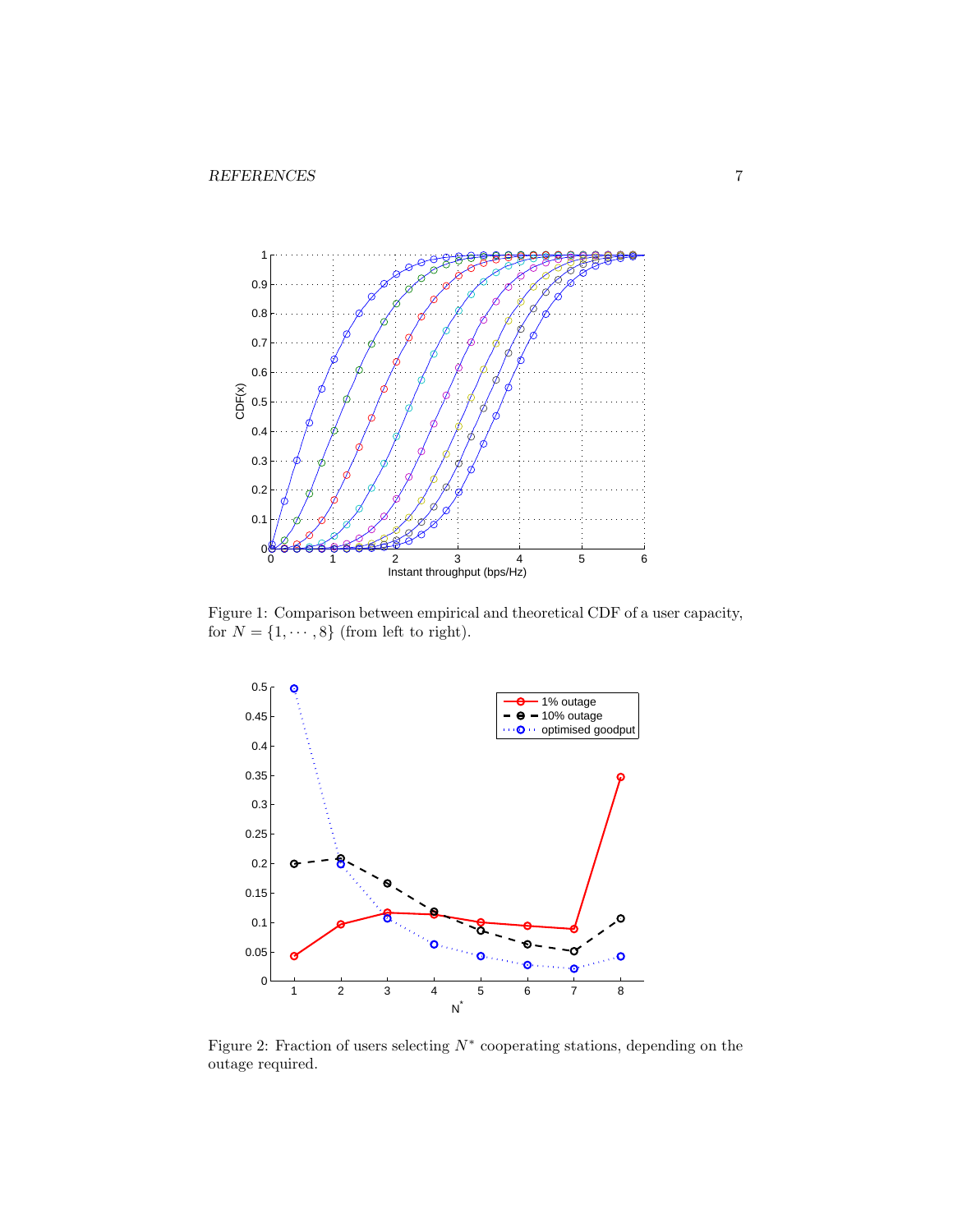Figure 1: Comparison between empirical and theoretical CDF of a user capacity, for $N = \{1, \cdots, 8\}$ (from left to right).

Figure 2: Fraction of users selecting $N^*$ cooperating stations, depending on the outage required.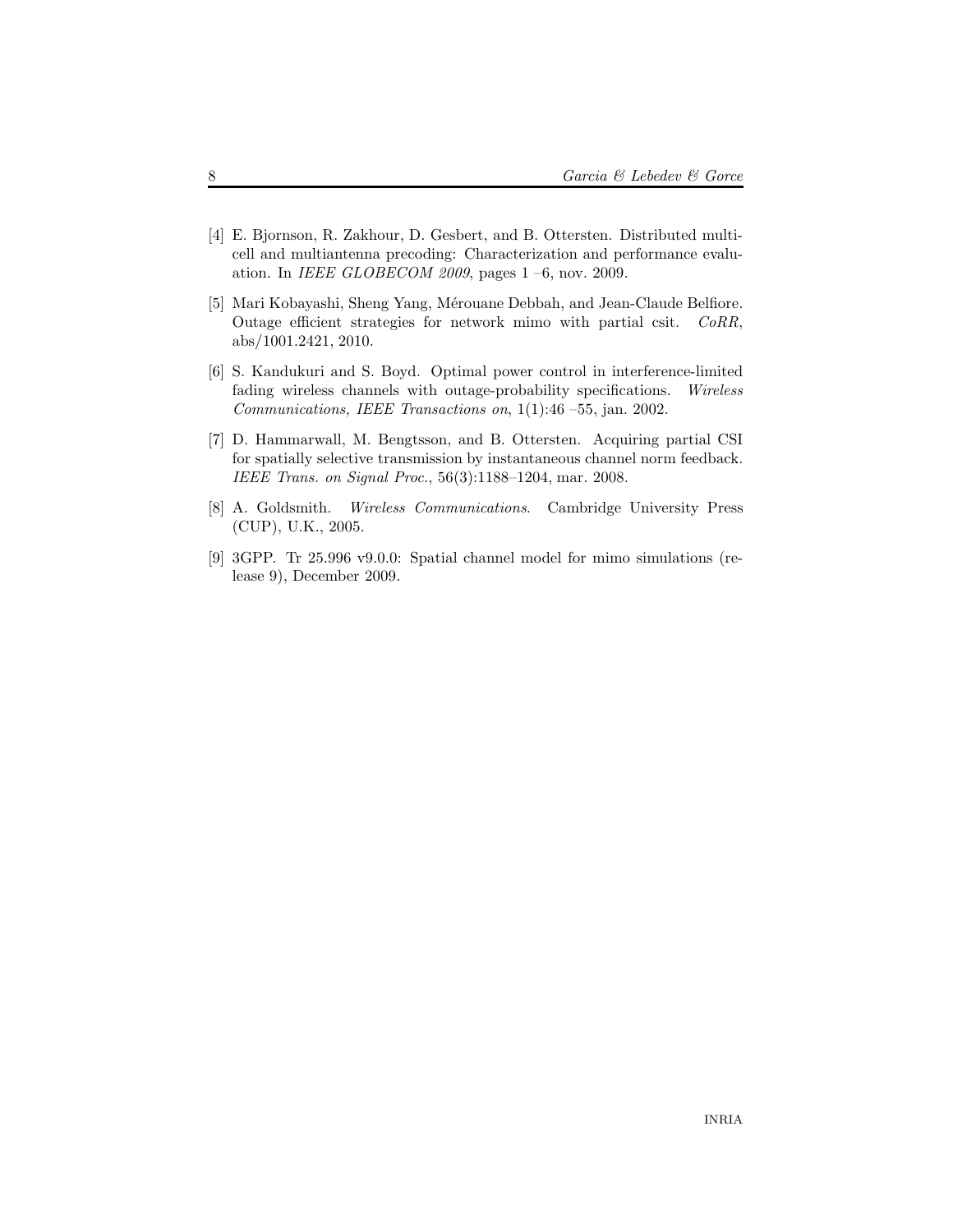[4] E. Bjornson, R. Zakhour, D. Gesbert, and B. Ottersten. Distributed multicell and multiantenna precoding: Characterization and performance evaluation. In *IEEE GLOBECOM 2009*, pages 1 –6, nov. 2009.

[5] Mari Kobayashi, Sheng Yang, Mérouane Debbah, and Jean-Claude Belfiore. Outage efficient strategies for network mimo with partial csit. *CoRR*, abs/1001.2421, 2010.

[6] S. Kandukuri and S. Boyd. Optimal power control in interference-limited fading wireless channels with outage-probability specifications. *Wireless Communications, IEEE Transactions on*, 1(1):46 –55, jan. 2002.

[7] D. Hammarwall, M. Bengtsson, and B. Ottersten. Acquiring partial CSI for spatially selective transmission by instantaneous channel norm feedback. *IEEE Trans. on Signal Proc.*, 56(3):1188–1204, mar. 2008.

[8] A. Goldsmith. *Wireless Communications*. Cambridge University Press (CUP), U.K., 2005.

[9] 3GPP. Tr 25.996 v9.0.0: Spatial channel model for mimo simulations (release 9), December 2009.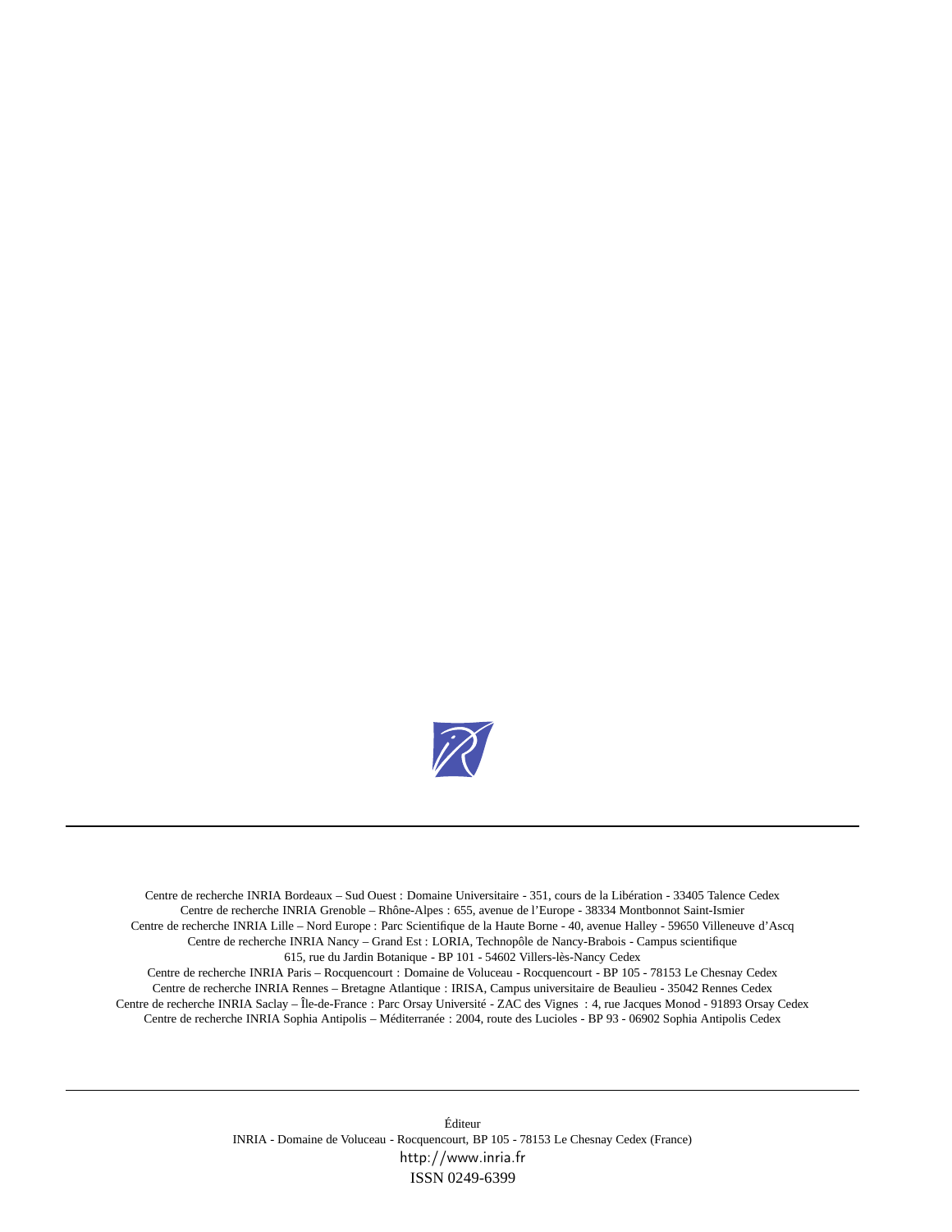Centre de recherche INRIA Bordeaux – Sud Ouest : Domaine Universitaire - 351, cours de la Libération - 33405 Talence Cedex
Centre de recherche INRIA Grenoble – Rhône-Alpes : 655, avenue de l'Europe - 38334 Montbonnot Saint-Ismier
Centre de recherche INRIA Lille – Nord Europe : Parc Scientifique de la Haute Borne - 40, avenue Halley - 59650 Villeneuve d'Ascq
Centre de recherche INRIA Nancy – Grand Est : LORIA, Technopôle de Nancy-Brabois - Campus scientifique
615, rue du Jardin Botanique - BP 101 - 54602 Villers-lès-Nancy Cedex
Centre de recherche INRIA Paris – Rocquencourt : Domaine de Voluceau - Rocquencourt - BP 105 - 78153 Le Chesnay Cedex
Centre de recherche INRIA Rennes – Bretagne Atlantique : IRISA, Campus universitaire de Beaulieu - 35042 Rennes Cedex
Centre de recherche INRIA Saclay – Île-de-France : Parc Orsay Université - ZAC des Vignes : 4, rue Jacques Monod - 91893 Orsay Cedex
Centre de recherche INRIA Sophia Antipolis – Méditerranée : 2004, route des Lucioles - BP 93 - 06902 Sophia Antipolis Cedex

---

Éditeur
INRIA - Domaine de Voluceau - Rocquencourt, BP 105 - 78153 Le Chesnay Cedex (France)
http://www.inria.fr
ISSN 0249-6399